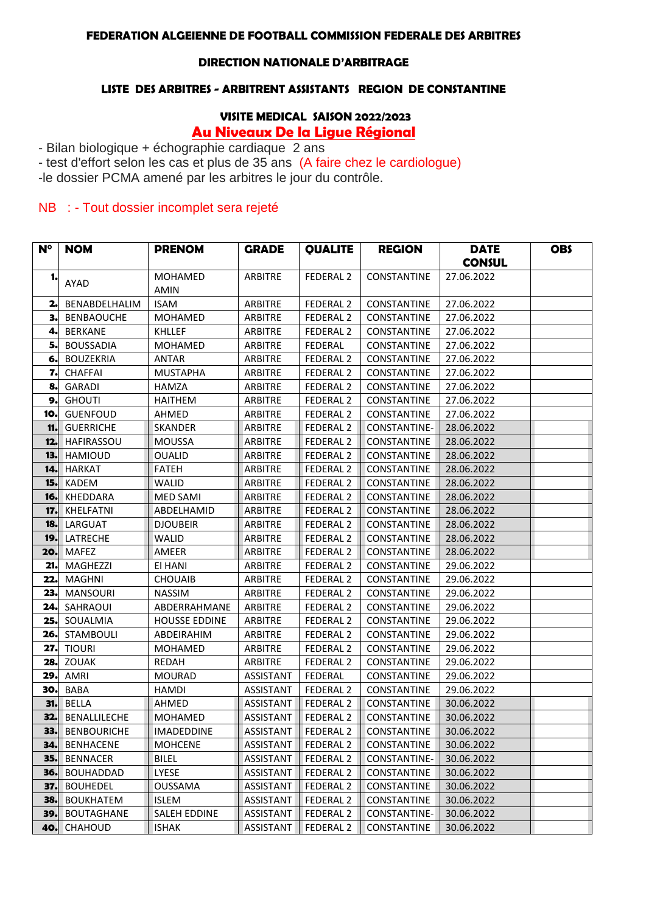**FEDERATION ALGEIENNE DE FOOTBALL COMMISSION FEDERALE DES ARBITRES**

**DIRECTION NATIONALE D'ARBITRAGE**

**LISTE DES ARBITRES - ARBITRENT ASSISTANTS REGION DE CONSTANTINE**

**VISITE MEDICAL SAISON 2022/2023**

**Au Niveaux De la Ligue Régional**

- Bilan biologique + échographie cardiaque 2 ans
- test d'effort selon les cas et plus de 35 ans (A faire chez le cardiologue)
-le dossier PCMA amené par les arbitres le jour du contrôle.

NB : - Tout dossier incomplet sera rejeté

| N° | NOM | PRENOM | GRADE | QUALITE | REGION | DATE CONSUL | OBS |
|---|---|---|---|---|---|---|---|
| 1. | AYAD | MOHAMED AMIN | ARBITRE | FEDERAL 2 | CONSTANTINE | 27.06.2022 | |
| 2. | BENABDELHALIM | ISAM | ARBITRE | FEDERAL 2 | CONSTANTINE | 27.06.2022 | |
| 3. | BENBAOUCHE | MOHAMED | ARBITRE | FEDERAL 2 | CONSTANTINE | 27.06.2022 | |
| 4. | BERKANE | KHLLEF | ARBITRE | FEDERAL 2 | CONSTANTINE | 27.06.2022 | |
| 5. | BOUSSADIA | MOHAMED | ARBITRE | FEDERAL | CONSTANTINE | 27.06.2022 | |
| 6. | BOUZEKRIA | ANTAR | ARBITRE | FEDERAL 2 | CONSTANTINE | 27.06.2022 | |
| 7. | CHAFFAI | MUSTAPHA | ARBITRE | FEDERAL 2 | CONSTANTINE | 27.06.2022 | |
| 8. | GARADI | HAMZA | ARBITRE | FEDERAL 2 | CONSTANTINE | 27.06.2022 | |
| 9. | GHOUTI | HAITHEM | ARBITRE | FEDERAL 2 | CONSTANTINE | 27.06.2022 | |
| 10. | GUENFOUD | AHMED | ARBITRE | FEDERAL 2 | CONSTANTINE | 27.06.2022 | |
| 11. | GUERRICHE | SKANDER | ARBITRE | FEDERAL 2 | CONSTANTINE- | 28.06.2022 | |
| 12. | HAFIRASSOU | MOUSSA | ARBITRE | FEDERAL 2 | CONSTANTINE | 28.06.2022 | |
| 13. | HAMIOUD | OUALID | ARBITRE | FEDERAL 2 | CONSTANTINE | 28.06.2022 | |
| 14. | HARKAT | FATEH | ARBITRE | FEDERAL 2 | CONSTANTINE | 28.06.2022 | |
| 15. | KADEM | WALID | ARBITRE | FEDERAL 2 | CONSTANTINE | 28.06.2022 | |
| 16. | KHEDDARA | MED SAMI | ARBITRE | FEDERAL 2 | CONSTANTINE | 28.06.2022 | |
| 17. | KHELFATNI | ABDELHAMID | ARBITRE | FEDERAL 2 | CONSTANTINE | 28.06.2022 | |
| 18. | LARGUAT | DJOUBEIR | ARBITRE | FEDERAL 2 | CONSTANTINE | 28.06.2022 | |
| 19. | LATRECHE | WALID | ARBITRE | FEDERAL 2 | CONSTANTINE | 28.06.2022 | |
| 20. | MAFEZ | AMEER | ARBITRE | FEDERAL 2 | CONSTANTINE | 28.06.2022 | |
| 21. | MAGHEZZI | El HANI | ARBITRE | FEDERAL 2 | CONSTANTINE | 29.06.2022 | |
| 22. | MAGHNI | CHOUAIB | ARBITRE | FEDERAL 2 | CONSTANTINE | 29.06.2022 | |
| 23. | MANSOURI | NASSIM | ARBITRE | FEDERAL 2 | CONSTANTINE | 29.06.2022 | |
| 24. | SAHRAOUI | ABDERRAHMANE | ARBITRE | FEDERAL 2 | CONSTANTINE | 29.06.2022 | |
| 25. | SOUALMIA | HOUSSE EDDINE | ARBITRE | FEDERAL 2 | CONSTANTINE | 29.06.2022 | |
| 26. | STAMBOULI | ABDEIRAHIM | ARBITRE | FEDERAL 2 | CONSTANTINE | 29.06.2022 | |
| 27. | TIOURI | MOHAMED | ARBITRE | FEDERAL 2 | CONSTANTINE | 29.06.2022 | |
| 28. | ZOUAK | REDAH | ARBITRE | FEDERAL 2 | CONSTANTINE | 29.06.2022 | |
| 29. | AMRI | MOURAD | ASSISTANT | FEDERAL | CONSTANTINE | 29.06.2022 | |
| 30. | BABA | HAMDI | ASSISTANT | FEDERAL 2 | CONSTANTINE | 29.06.2022 | |
| 31. | BELLA | AHMED | ASSISTANT | FEDERAL 2 | CONSTANTINE | 30.06.2022 | |
| 32. | BENALLILECHE | MOHAMED | ASSISTANT | FEDERAL 2 | CONSTANTINE | 30.06.2022 | |
| 33. | BENBOURICHE | IMADEDDINE | ASSISTANT | FEDERAL 2 | CONSTANTINE | 30.06.2022 | |
| 34. | BENHACENE | MOHCENE | ASSISTANT | FEDERAL 2 | CONSTANTINE | 30.06.2022 | |
| 35. | BENNACER | BILEL | ASSISTANT | FEDERAL 2 | CONSTANTINE- | 30.06.2022 | |
| 36. | BOUHADDAD | LYESE | ASSISTANT | FEDERAL 2 | CONSTANTINE | 30.06.2022 | |
| 37. | BOUHEDEL | OUSSAMA | ASSISTANT | FEDERAL 2 | CONSTANTINE | 30.06.2022 | |
| 38. | BOUKHATEM | ISLEM | ASSISTANT | FEDERAL 2 | CONSTANTINE | 30.06.2022 | |
| 39. | BOUTAGHANE | SALEH EDDINE | ASSISTANT | FEDERAL 2 | CONSTANTINE- | 30.06.2022 | |
| 40. | CHAHOUD | ISHAK | ASSISTANT | FEDERAL 2 | CONSTANTINE | 30.06.2022 | |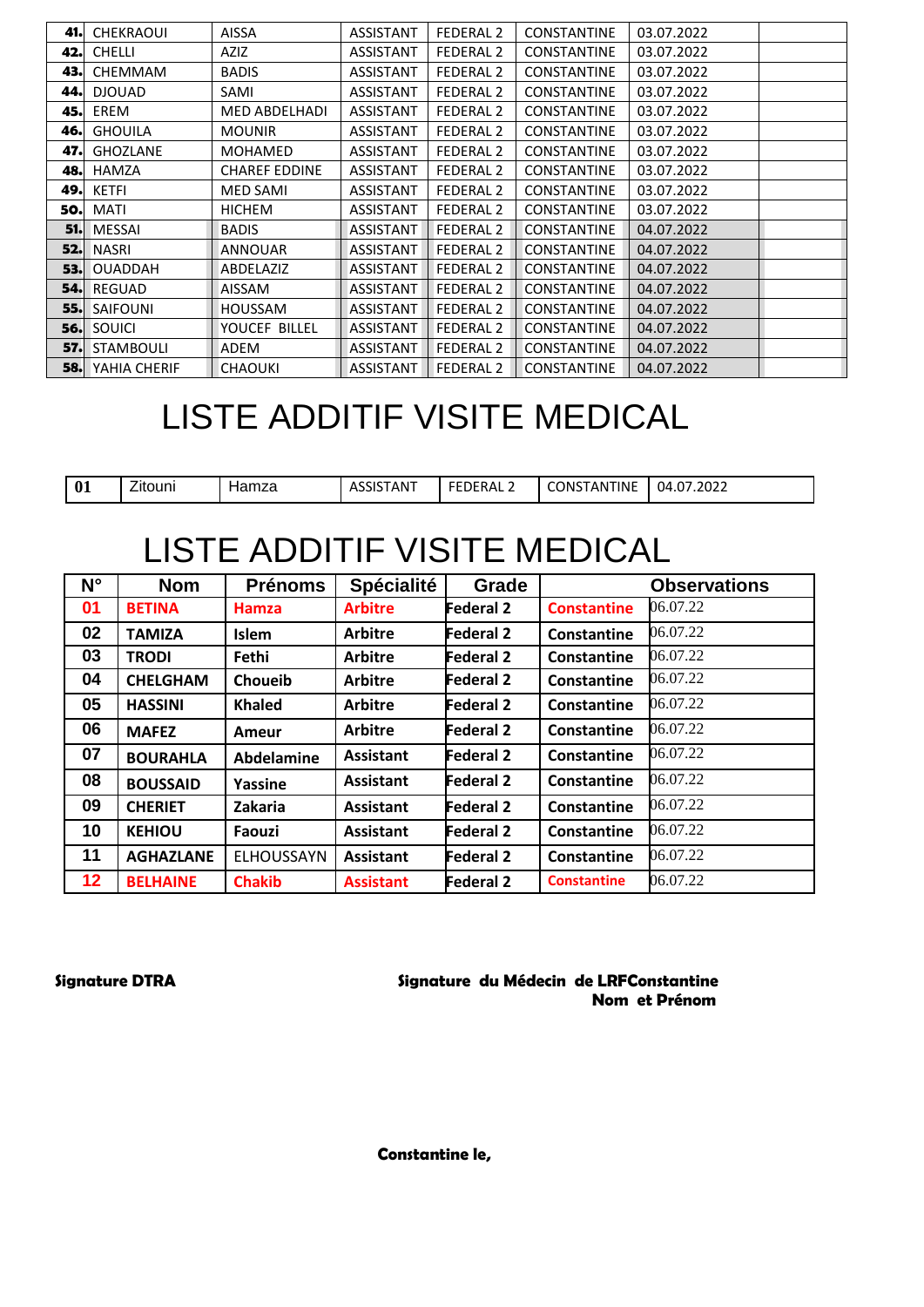| | | | | | | | |
|---|---|---|---|---|---|---|---|
| **41.** | CHEKRAOUI | AISSA | ASSISTANT | FEDERAL 2 | CONSTANTINE | 03.07.2022 | |
| **42.** | CHELLI | AZIZ | ASSISTANT | FEDERAL 2 | CONSTANTINE | 03.07.2022 | |
| **43.** | CHEMMAM | BADIS | ASSISTANT | FEDERAL 2 | CONSTANTINE | 03.07.2022 | |
| **44.** | DJOUAD | SAMI | ASSISTANT | FEDERAL 2 | CONSTANTINE | 03.07.2022 | |
| **45.** | EREM | MED ABDELHADI | ASSISTANT | FEDERAL 2 | CONSTANTINE | 03.07.2022 | |
| **46.** | GHOUILA | MOUNIR | ASSISTANT | FEDERAL 2 | CONSTANTINE | 03.07.2022 | |
| **47.** | GHOZLANE | MOHAMED | ASSISTANT | FEDERAL 2 | CONSTANTINE | 03.07.2022 | |
| **48.** | HAMZA | CHAREF EDDINE | ASSISTANT | FEDERAL 2 | CONSTANTINE | 03.07.2022 | |
| **49.** | KETFI | MED SAMI | ASSISTANT | FEDERAL 2 | CONSTANTINE | 03.07.2022 | |
| **50.** | MATI | HICHEM | ASSISTANT | FEDERAL 2 | CONSTANTINE | 03.07.2022 | |
| **51.** | MESSAI | BADIS | ASSISTANT | FEDERAL 2 | CONSTANTINE | 04.07.2022 | |
| **52.** | NASRI | ANNOUAR | ASSISTANT | FEDERAL 2 | CONSTANTINE | 04.07.2022 | |
| **53.** | OUADDAH | ABDELAZIZ | ASSISTANT | FEDERAL 2 | CONSTANTINE | 04.07.2022 | |
| **54.** | REGUAD | AISSAM | ASSISTANT | FEDERAL 2 | CONSTANTINE | 04.07.2022 | |
| **55.** | SAIFOUNI | HOUSSAM | ASSISTANT | FEDERAL 2 | CONSTANTINE | 04.07.2022 | |
| **56.** | SOUICI | YOUCEF BILLEL | ASSISTANT | FEDERAL 2 | CONSTANTINE | 04.07.2022 | |
| **57.** | STAMBOULI | ADEM | ASSISTANT | FEDERAL 2 | CONSTANTINE | 04.07.2022 | |
| **58.** | YAHIA CHERIF | CHAOUKI | ASSISTANT | FEDERAL 2 | CONSTANTINE | 04.07.2022 | |

# LISTE ADDITIF VISITE MEDICAL

| | | | | | | |
|---|---|---|---|---|---|---|
| **01** | Zitouni | Hamza | ASSISTANT | FEDERAL 2 | CONSTANTINE | 04.07.2022 |

# LISTE ADDITIF VISITE MEDICAL

| N° | Nom | Prénoms | Spécialité | Grade | | Observations |
|---|---|---|---|---|---|---|
| 01 | **BETINA** | **Hamza** | **Arbitre** | **Federal 2** | **Constantine** | 06.07.22 |
| 02 | **TAMIZA** | **Islem** | **Arbitre** | **Federal 2** | **Constantine** | 06.07.22 |
| 03 | **TRODI** | **Fethi** | **Arbitre** | **Federal 2** | **Constantine** | 06.07.22 |
| 04 | **CHELGHAM** | **Choueib** | **Arbitre** | **Federal 2** | **Constantine** | 06.07.22 |
| 05 | **HASSINI** | **Khaled** | **Arbitre** | **Federal 2** | **Constantine** | 06.07.22 |
| 06 | **MAFEZ** | **Ameur** | **Arbitre** | **Federal 2** | **Constantine** | 06.07.22 |
| 07 | **BOURAHLA** | **Abdelamine** | **Assistant** | **Federal 2** | **Constantine** | 06.07.22 |
| 08 | **BOUSSAID** | **Yassine** | **Assistant** | **Federal 2** | **Constantine** | 06.07.22 |
| 09 | **CHERIET** | **Zakaria** | **Assistant** | **Federal 2** | **Constantine** | 06.07.22 |
| 10 | **KEHIOU** | **Faouzi** | **Assistant** | **Federal 2** | **Constantine** | 06.07.22 |
| 11 | **AGHAZLANE** | ELHOUSSAYN | **Assistant** | **Federal 2** | **Constantine** | 06.07.22 |
| 12 | **BELHAINE** | **Chakib** | **Assistant** | **Federal 2** | **Constantine** | 06.07.22 |

**Signature DTRA**

**Signature du Médecin de LRFConstantine**
**Nom et Prénom**

**Constantine le,**